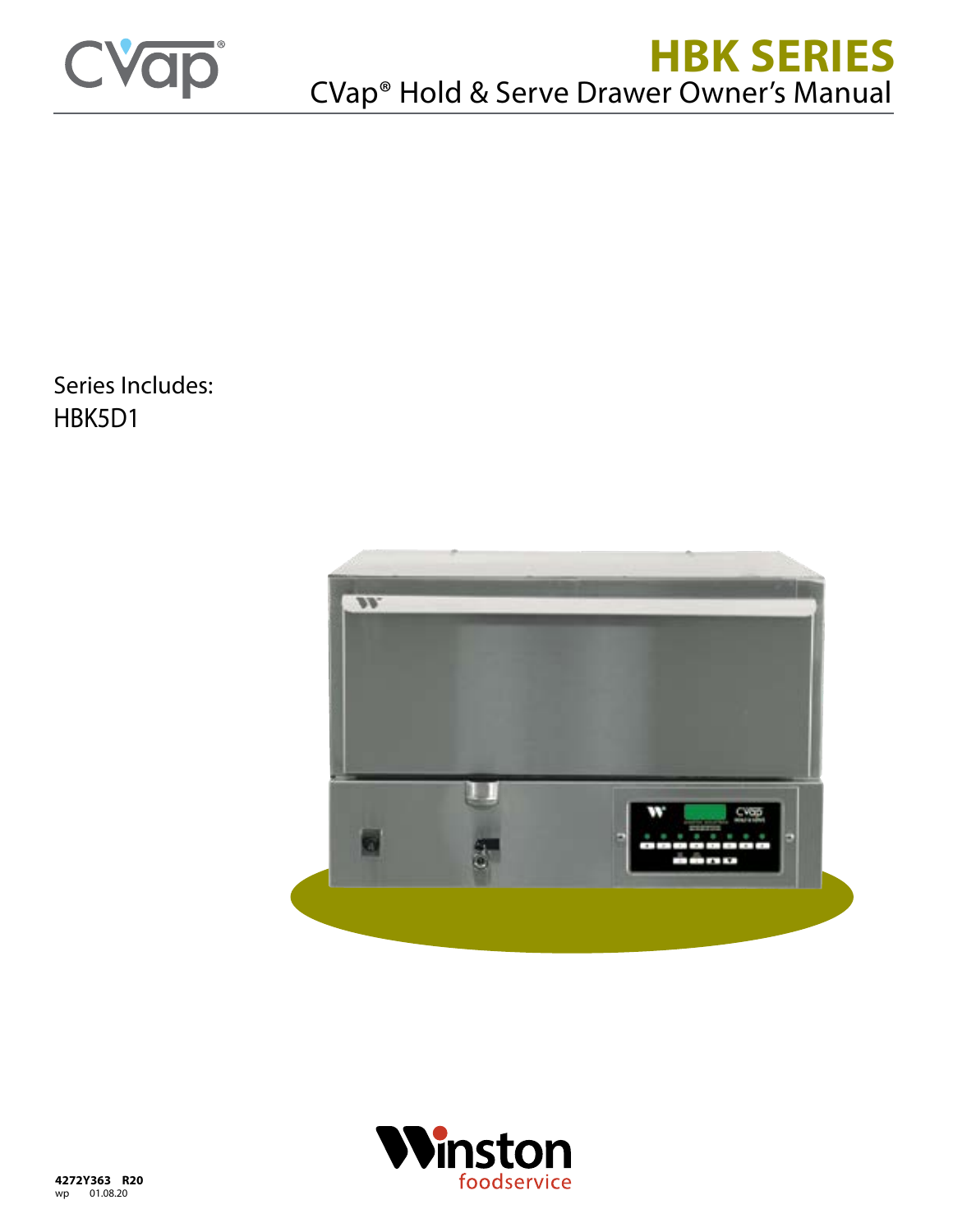CVap®

# HBK SERIES

## CVap® Hold & Serve Drawer Owner's Manual

Series Includes:
HBK5D1

Winston foodservice

**4272Y363 R20**
wp 01.08.20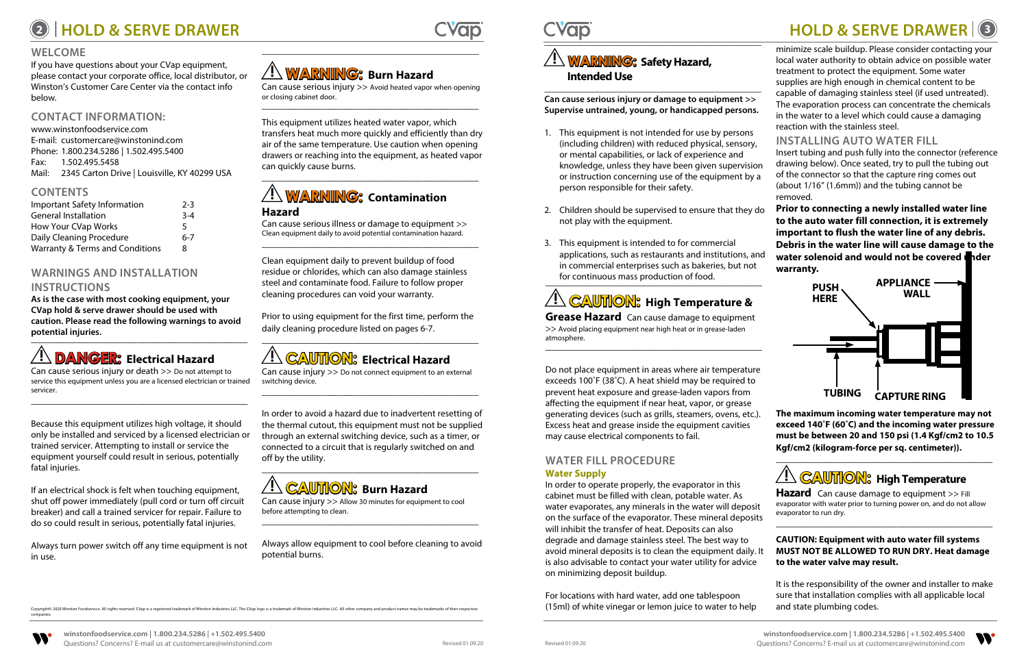# HOLD & SERVE DRAWER

## WELCOME

If you have questions about your CVap equipment, please contact your corporate office, local distributor, or Winston's Customer Care Center via the contact info below.

## CONTACT INFORMATION:

www.winstonfoodservice.com
E-mail: customercare@winstonind.com
Phone: 1.800.234.5286 | 1.502.495.5400
Fax: 1.502.495.5458
Mail: 2345 Carton Drive | Louisville, KY 40299 USA

## CONTENTS

| | |
|---|---|
| Important Safety Information | 2-3 |
| General Installation | 3-4 |
| How Your CVap Works | 5 |
| Daily Cleaning Procedure | 6-7 |
| Warranty & Terms and Conditions | 8 |

## WARNINGS AND INSTALLATION INSTRUCTIONS

**As is the case with most cooking equipment, your CVap hold & serve drawer should be used with caution. Please read the following warnings to avoid potential injuries.**

### ⚠ DANGER: Electrical Hazard

Can cause serious injury or death >> Do not attempt to service this equipment unless you are a licensed electrician or trained servicer.

Because this equipment utilizes high voltage, it should only be installed and serviced by a licensed electrician or trained servicer. Attempting to install or service the equipment yourself could result in serious, potentially fatal injuries.

If an electrical shock is felt when touching equipment, shut off power immediately (pull cord or turn off circuit breaker) and call a trained servicer for repair. Failure to do so could result in serious, potentially fatal injuries.

Always turn power switch off any time equipment is not in use.

### ⚠ WARNING: Burn Hazard

Can cause serious injury >> Avoid heated vapor when opening or closing cabinet door.

This equipment utilizes heated water vapor, which transfers heat much more quickly and efficiently than dry air of the same temperature. Use caution when opening drawers or reaching into the equipment, as heated vapor can quickly cause burns.

### ⚠ WARNING: Contamination Hazard

Can cause serious illness or damage to equipment >> Clean equipment daily to avoid potential contamination hazard.

Clean equipment daily to prevent buildup of food residue or chlorides, which can also damage stainless steel and contaminate food. Failure to follow proper cleaning procedures can void your warranty.

Prior to using equipment for the first time, perform the daily cleaning procedure listed on pages 6-7.

### ⚠ CAUTION: Electrical Hazard

Can cause injury >> Do not connect equipment to an external switching device.

In order to avoid a hazard due to inadvertent resetting of the thermal cutout, this equipment must not be supplied through an external switching device, such as a timer, or connected to a circuit that is regularly switched on and off by the utility.

### ⚠ CAUTION: Burn Hazard

Can cause injury >> Allow 30 minutes for equipment to cool before attempting to clean.

Always allow equipment to cool before cleaning to avoid potential burns.

Copyright© 2020 Winston Foodservice. All rights reserved. CVap is a registered trademark of Winston Industries LLC. The CVap logo is a trademark of Winston Industries LLC. All other company and product names may be trademarks of their respective companies.

### ⚠ WARNING: Safety Hazard, Intended Use

**Can cause serious injury or damage to equipment >> Supervise untrained, young, or handicapped persons.**

1. This equipment is not intended for use by persons (including children) with reduced physical, sensory, or mental capabilities, or lack of experience and knowledge, unless they have been given supervision or instruction concerning use of the equipment by a person responsible for their safety.
2. Children should be supervised to ensure that they do not play with the equipment.
3. This equipment is intended to for commercial applications, such as restaurants and institutions, and in commercial enterprises such as bakeries, but not for continuous mass production of food.

### ⚠ CAUTION: High Temperature & Grease Hazard

Can cause damage to equipment >> Avoid placing equipment near high heat or in grease-laden atmosphere.

Do not place equipment in areas where air temperature exceeds 100˚F (38˚C). A heat shield may be required to prevent heat exposure and grease-laden vapors from affecting the equipment if near heat, vapor, or grease generating devices (such as grills, steamers, ovens, etc.). Excess heat and grease inside the equipment cavities may cause electrical components to fail.

## WATER FILL PROCEDURE

### Water Supply

In order to operate properly, the evaporator in this cabinet must be filled with clean, potable water. As water evaporates, any minerals in the water will deposit on the surface of the evaporator. These mineral deposits will inhibit the transfer of heat. Deposits can also degrade and damage stainless steel. The best way to avoid mineral deposits is to clean the equipment daily. It is also advisable to contact your water utility for advice on minimizing deposit buildup.

For locations with hard water, add one tablespoon (15ml) of white vinegar or lemon juice to water to help minimize scale buildup. Please consider contacting your local water authority to obtain advice on possible water treatment to protect the equipment. Some water supplies are high enough in chemical content to be capable of damaging stainless steel (if used untreated). The evaporation process can concentrate the chemicals in the water to a level which could cause a damaging reaction with the stainless steel.

## INSTALLING AUTO WATER FILL

Insert tubing and push fully into the connector (reference drawing below). Once seated, try to pull the tubing out of the connector so that the capture ring comes out (about 1/16" (1.6mm)) and the tubing cannot be removed.

**Prior to connecting a newly installed water line to the auto water fill connection, it is extremely important to flush the water line of any debris. Debris in the water line will cause damage to the water solenoid and would not be covered under warranty.**

PUSH HERE | APPLIANCE WALL | TUBING | CAPTURE RING

**The maximum incoming water temperature may not exceed 140˚F (60˚C) and the incoming water pressure must be between 20 and 150 psi (1.4 Kgf/cm2 to 10.5 Kgf/cm2 (kilogram-force per sq. centimeter)).**

### ⚠ CAUTION: High Temperature Hazard

Can cause damage to equipment >> Fill evaporator with water prior to turning power on, and do not allow evaporator to run dry.

**CAUTION: Equipment with auto water fill systems MUST NOT BE ALLOWED TO RUN DRY. Heat damage to the water valve may result.**

It is the responsibility of the owner and installer to make sure that installation complies with all applicable local and state plumbing codes.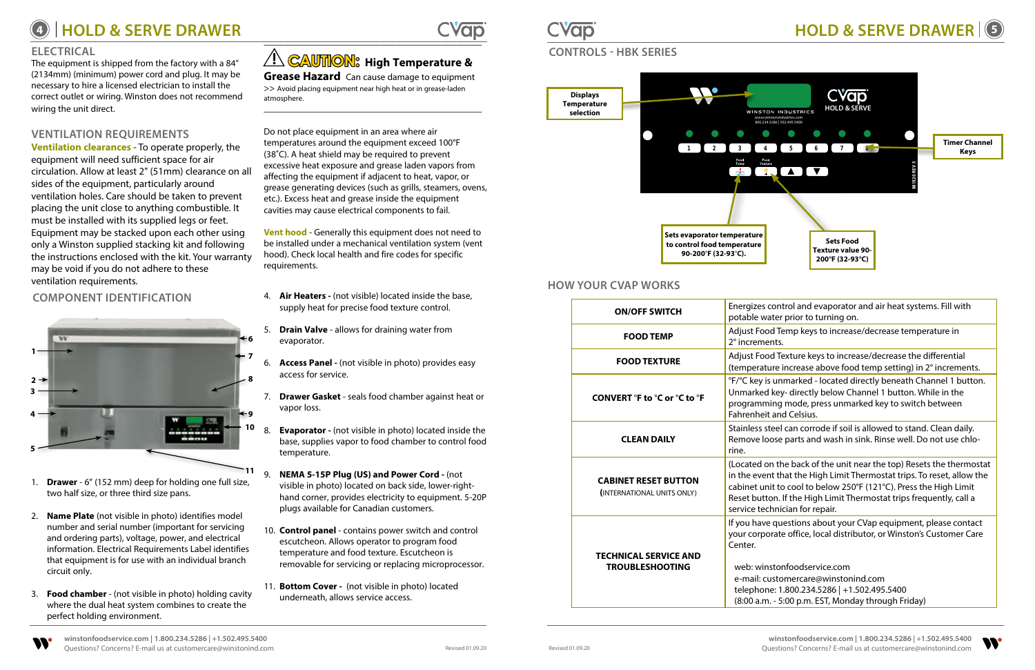# HOLD & SERVE DRAWER

## ELECTRICAL

The equipment is shipped from the factory with a 84" (2134mm) (minimum) power cord and plug. It may be necessary to hire a licensed electrician to install the correct outlet or wiring. Winston does not recommend wiring the unit direct.

## VENTILATION REQUIREMENTS

**Ventilation clearances** - To operate properly, the equipment will need sufficient space for air circulation. Allow at least 2" (51mm) clearance on all sides of the equipment, particularly around ventilation holes. Care should be taken to prevent placing the unit close to anything combustible. It must be installed with its supplied legs or feet. Equipment may be stacked upon each other using only a Winston supplied stacking kit and following the instructions enclosed with the kit. Your warranty may be void if you do not adhere to these ventilation requirements.

## COMPONENT IDENTIFICATION

1. **Drawer** - 6" (152 mm) deep for holding one full size, two half size, or three third size pans.
2. **Name Plate** (not visible in photo) identifies model number and serial number (important for servicing and ordering parts), voltage, power, and electrical information. Electrical Requirements Label identifies that equipment is for use with an individual branch circuit only.
3. **Food chamber** - (not visible in photo) holding cavity where the dual heat system combines to create the perfect holding environment.
4. **Air Heaters -** (not visible) located inside the base, supply heat for precise food texture control.
5. **Drain Valve** - allows for draining water from evaporator.
6. **Access Panel -** (not visible in photo) provides easy access for service.
7. **Drawer Gasket** - seals food chamber against heat or vapor loss.
8. **Evaporator -** (not visible in photo) located inside the base, supplies vapor to food chamber to control food temperature.
9. **NEMA 5-15P Plug (US) and Power Cord -** (not visible in photo) located on back side, lower-right-hand corner, provides electricity to equipment. 5-20P plugs available for Canadian customers.
10. **Control panel** - contains power switch and control escutcheon. Allows operator to program food temperature and food texture. Escutcheon is removable for servicing or replacing microprocessor.
11. **Bottom Cover -** (not visible in photo) located underneath, allows service access.

**⚠ CAUTION: High Temperature & Grease Hazard** Can cause damage to equipment
>> Avoid placing equipment near high heat or in grease-laden atmosphere.

Do not place equipment in an area where air temperatures around the equipment exceed 100°F (38°C). A heat shield may be required to prevent excessive heat exposure and grease laden vapors from affecting the equipment if adjacent to heat, vapor, or grease generating devices (such as grills, steamers, ovens, etc.). Excess heat and grease inside the equipment cavities may cause electrical components to fail.

**Vent hood** - Generally this equipment does not need to be installed under a mechanical ventilation system (vent hood). Check local health and fire codes for specific requirements.

# HOLD & SERVE DRAWER

## CONTROLS - HBK SERIES

- Displays Temperature selection
- Timer Channel Keys
- Sets evaporator temperature to control food temperature 90-200°F (32-93°C).
- Sets Food Texture value 90-200°F (32-93°C)

## HOW YOUR CVAP WORKS

| | |
|---|---|
| **ON/OFF SWITCH** | Energizes control and evaporator and air heat systems. Fill with potable water prior to turning on. |
| **FOOD TEMP** | Adjust Food Temp keys to increase/decrease temperature in 2° increments. |
| **FOOD TEXTURE** | Adjust Food Texture keys to increase/decrease the differential (temperature increase above food temp setting) in 2° increments. |
| **CONVERT °F to °C or °C to °F** | °F/°C key is unmarked - located directly beneath Channel 1 button. Unmarked key- directly below Channel 1 button. While in the programming mode, press unmarked key to switch between Fahrenheit and Celsius. |
| **CLEAN DAILY** | Stainless steel can corrode if soil is allowed to stand. Clean daily. Remove loose parts and wash in sink. Rinse well. Do not use chlorine. |
| **CABINET RESET BUTTON** (INTERNATIONAL UNITS ONLY) | (Located on the back of the unit near the top) Resets the thermostat in the event that the High Limit Thermostat trips. To reset, allow the cabinet unit to cool to below 250°F (121°C). Press the High Limit Reset button. If the High Limit Thermostat trips frequently, call a service technician for repair. |
| **TECHNICAL SERVICE AND TROUBLESHOOTING** | If you have questions about your CVap equipment, please contact your corporate office, local distributor, or Winston's Customer Care Center. web: winstonfoodservice.com e-mail: customercare@winstonind.com telephone: 1.800.234.5286 \| +1.502.495.5400 (8:00 a.m. - 5:00 p.m. EST, Monday through Friday) |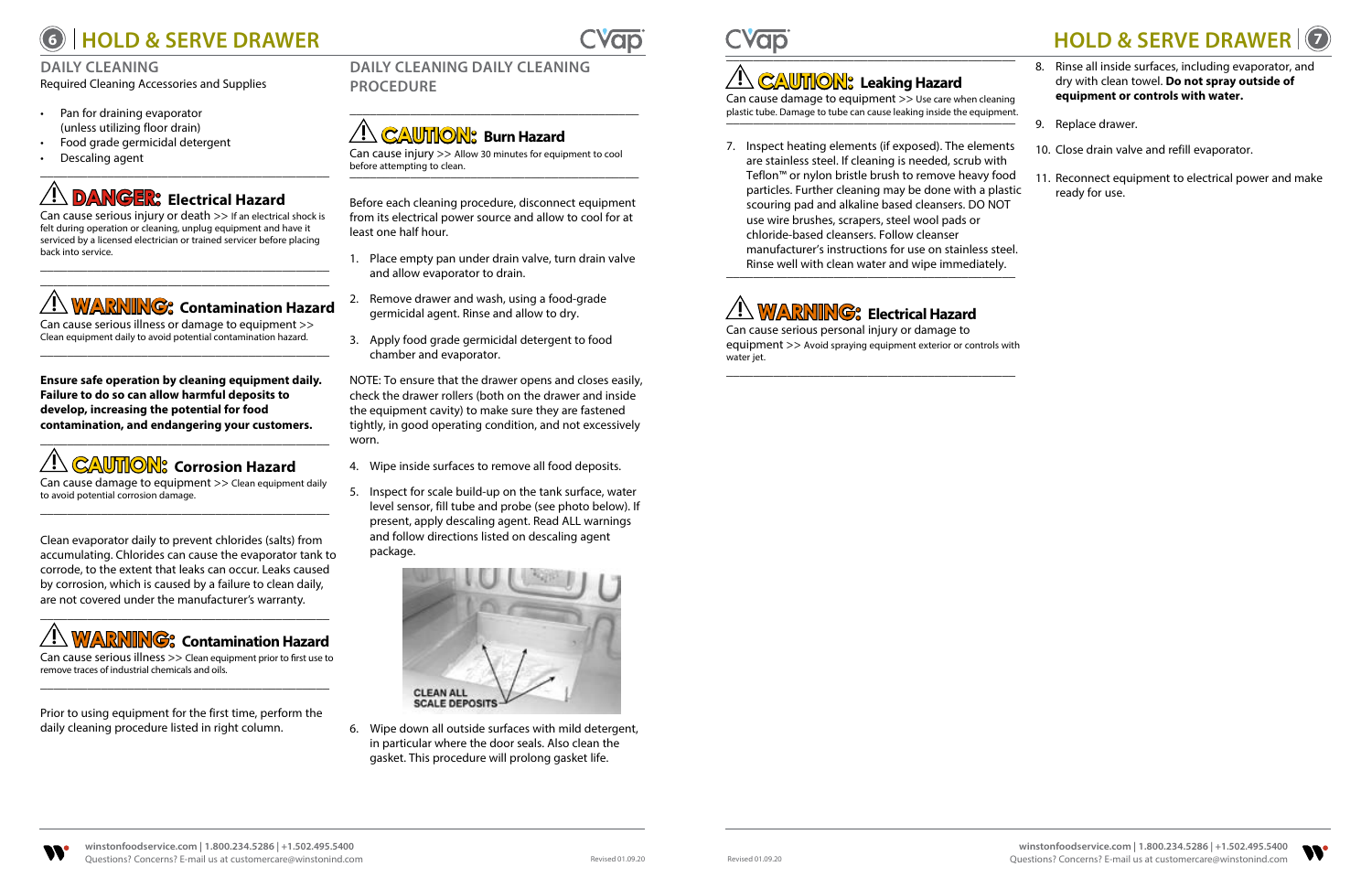# HOLD & SERVE DRAWER

## DAILY CLEANING

Required Cleaning Accessories and Supplies

- Pan for draining evaporator (unless utilizing floor drain)
- Food grade germicidal detergent
- Descaling agent

### ⚠ DANGER: Electrical Hazard

Can cause serious injury or death >> If an electrical shock is felt during operation or cleaning, unplug equipment and have it serviced by a licensed electrician or trained servicer before placing back into service.

### ⚠ WARNING: Contamination Hazard

Can cause serious illness or damage to equipment >> Clean equipment daily to avoid potential contamination hazard.

**Ensure safe operation by cleaning equipment daily. Failure to do so can allow harmful deposits to develop, increasing the potential for food contamination, and endangering your customers.**

### ⚠ CAUTION: Corrosion Hazard

Can cause damage to equipment >> Clean equipment daily to avoid potential corrosion damage.

Clean evaporator daily to prevent chlorides (salts) from accumulating. Chlorides can cause the evaporator tank to corrode, to the extent that leaks can occur. Leaks caused by corrosion, which is caused by a failure to clean daily, are not covered under the manufacturer's warranty.

### ⚠ WARNING: Contamination Hazard

Can cause serious illness >> Clean equipment prior to first use to remove traces of industrial chemicals and oils.

Prior to using equipment for the first time, perform the daily cleaning procedure listed in right column.

## DAILY CLEANING DAILY CLEANING PROCEDURE

### ⚠ CAUTION: Burn Hazard

Can cause injury >> Allow 30 minutes for equipment to cool before attempting to clean.

Before each cleaning procedure, disconnect equipment from its electrical power source and allow to cool for at least one half hour.

1. Place empty pan under drain valve, turn drain valve and allow evaporator to drain.
2. Remove drawer and wash, using a food-grade germicidal agent. Rinse and allow to dry.
3. Apply food grade germicidal detergent to food chamber and evaporator.

NOTE: To ensure that the drawer opens and closes easily, check the drawer rollers (both on the drawer and inside the equipment cavity) to make sure they are fastened tightly, in good operating condition, and not excessively worn.

4. Wipe inside surfaces to remove all food deposits.
5. Inspect for scale build-up on the tank surface, water level sensor, fill tube and probe (see photo below). If present, apply descaling agent. Read ALL warnings and follow directions listed on descaling agent package.

CLEAN ALL SCALE DEPOSITS

6. Wipe down all outside surfaces with mild detergent, in particular where the door seals. Also clean the gasket. This procedure will prolong gasket life.

### ⚠ CAUTION: Leaking Hazard

Can cause damage to equipment >> Use care when cleaning plastic tube. Damage to tube can cause leaking inside the equipment.

7. Inspect heating elements (if exposed). The elements are stainless steel. If cleaning is needed, scrub with Teflon™ or nylon bristle brush to remove heavy food particles. Further cleaning may be done with a plastic scouring pad and alkaline based cleansers. DO NOT use wire brushes, scrapers, steel wool pads or chloride-based cleansers. Follow cleanser manufacturer's instructions for use on stainless steel. Rinse well with clean water and wipe immediately.

### ⚠ WARNING: Electrical Hazard

Can cause serious personal injury or damage to equipment >> Avoid spraying equipment exterior or controls with water jet.

8. Rinse all inside surfaces, including evaporator, and dry with clean towel. **Do not spray outside of equipment or controls with water.**
9. Replace drawer.
10. Close drain valve and refill evaporator.
11. Reconnect equipment to electrical power and make ready for use.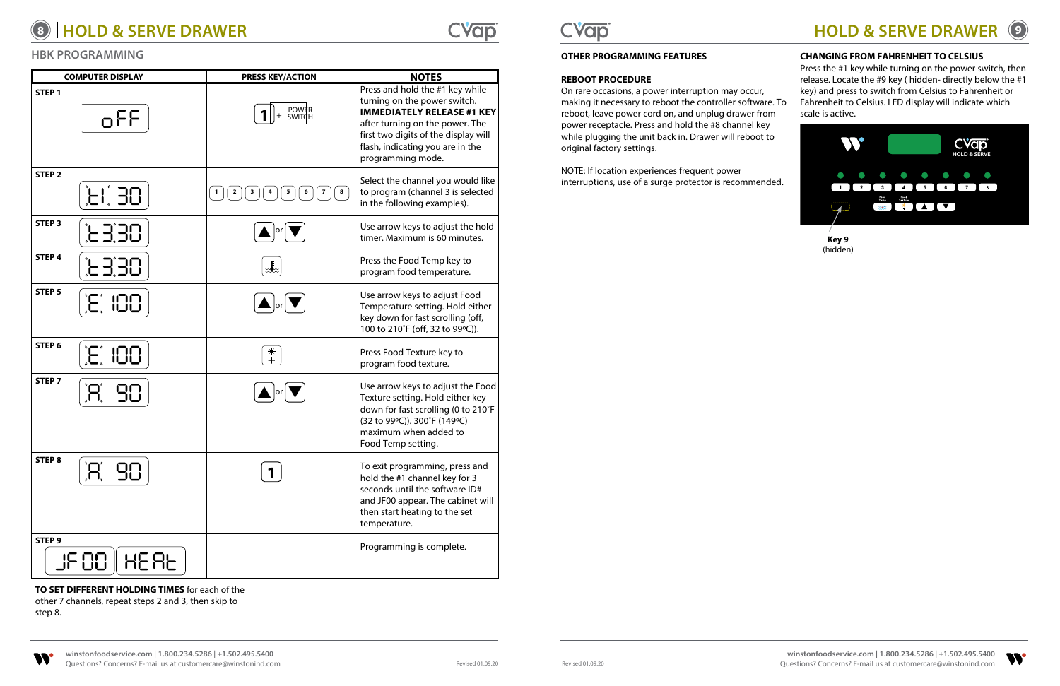# HOLD & SERVE DRAWER

## HBK PROGRAMMING

| COMPUTER DISPLAY | PRESS KEY/ACTION | NOTES |
|---|---|---|
| **STEP 1** oFF | 1 + POWER SWITCH | Press and hold the #1 key while turning on the power switch. **IMMEDIATELY RELEASE #1 KEY** after turning on the power. The first two digits of the display will flash, indicating you are in the programming mode. |
| **STEP 2** t1 30 | 1 2 3 4 5 6 7 8 | Select the channel you would like to program (channel 3 is selected in the following examples). |
| **STEP 3** t3 30 | ▲ or ▼ | Use arrow keys to adjust the hold timer. Maximum is 60 minutes. |
| **STEP 4** t3 30 | Food Temp key | Press the Food Temp key to program food temperature. |
| **STEP 5** E 100 | ▲ or ▼ | Use arrow keys to adjust Food Temperature setting. Hold either key down for fast scrolling (off, 100 to 210˚F (off, 32 to 99ºC)). |
| **STEP 6** E 100 | Food Texture key | Press Food Texture key to program food texture. |
| **STEP 7** A 90 | ▲ or ▼ | Use arrow keys to adjust the Food Texture setting. Hold either key down for fast scrolling (0 to 210˚F (32 to 99ºC)). 300˚F (149ºC) maximum when added to Food Temp setting. |
| **STEP 8** A 90 | 1 | To exit programming, press and hold the #1 channel key for 3 seconds until the software ID# and JF00 appear. The cabinet will then start heating to the set temperature. |
| **STEP 9** JF00 HEAt | | Programming is complete. |

**TO SET DIFFERENT HOLDING TIMES** for each of the other 7 channels, repeat steps 2 and 3, then skip to step 8.

# HOLD & SERVE DRAWER

**OTHER PROGRAMMING FEATURES**

**REBOOT PROCEDURE**

On rare occasions, a power interruption may occur, making it necessary to reboot the controller software. To reboot, leave power cord on, and unplug drawer from power receptacle. Press and hold the #8 channel key while plugging the unit back in. Drawer will reboot to original factory settings.

NOTE: If location experiences frequent power interruptions, use of a surge protector is recommended.

**CHANGING FROM FAHRENHEIT TO CELSIUS**

Press the #1 key while turning on the power switch, then release. Locate the #9 key ( hidden- directly below the #1 key) and press to switch from Celsius to Fahrenheit or Fahrenheit to Celsius. LED display will indicate which scale is active.

**Key 9** (hidden)

winstonfoodservice.com | 1.800.234.5286 | +1.502.495.5400
Questions? Concerns? E-mail us at customercare@winstonind.com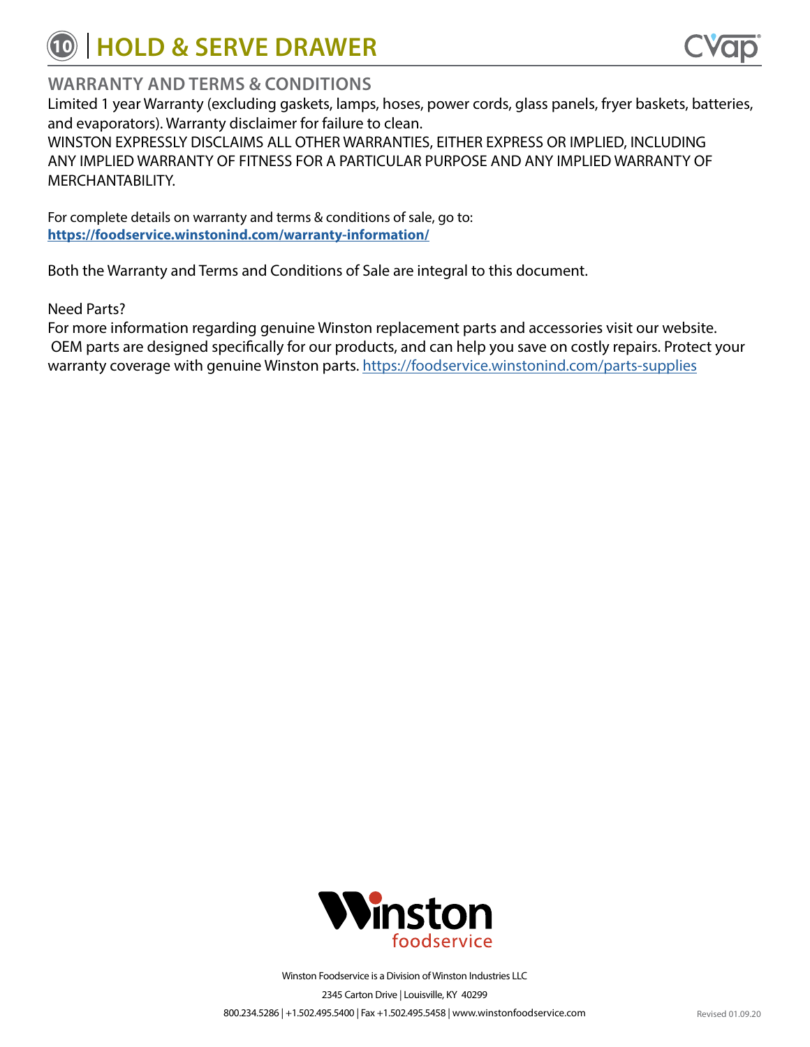## WARRANTY AND TERMS & CONDITIONS

Limited 1 year Warranty (excluding gaskets, lamps, hoses, power cords, glass panels, fryer baskets, batteries, and evaporators). Warranty disclaimer for failure to clean.

WINSTON EXPRESSLY DISCLAIMS ALL OTHER WARRANTIES, EITHER EXPRESS OR IMPLIED, INCLUDING ANY IMPLIED WARRANTY OF FITNESS FOR A PARTICULAR PURPOSE AND ANY IMPLIED WARRANTY OF MERCHANTABILITY.

For complete details on warranty and terms & conditions of sale, go to:
**https://foodservice.winstonind.com/warranty-information/**

Both the Warranty and Terms and Conditions of Sale are integral to this document.

Need Parts?

For more information regarding genuine Winston replacement parts and accessories visit our website. OEM parts are designed specifically for our products, and can help you save on costly repairs. Protect your warranty coverage with genuine Winston parts. https://foodservice.winstonind.com/parts-supplies

Winston foodservice

Winston Foodservice is a Division of Winston Industries LLC

2345 Carton Drive | Louisville, KY 40299

800.234.5286 | +1.502.495.5400 | Fax +1.502.495.5458 | www.winstonfoodservice.com

Revised 01.09.20